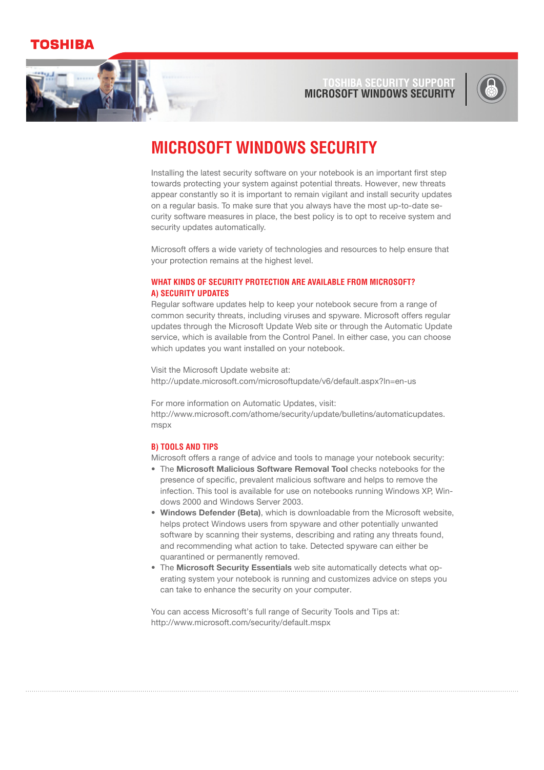TOSHIBA

TOSHIBA SECURITY SUPPORT
MICROSOFT WINDOWS SECURITY

# MICROSOFT WINDOWS SECURITY

Installing the latest security software on your notebook is an important first step towards protecting your system against potential threats. However, new threats appear constantly so it is important to remain vigilant and install security updates on a regular basis. To make sure that you always have the most up-to-date security software measures in place, the best policy is to opt to receive system and security updates automatically.

Microsoft offers a wide variety of technologies and resources to help ensure that your protection remains at the highest level.

## WHAT KINDS OF SECURITY PROTECTION ARE AVAILABLE FROM MICROSOFT?

### A) SECURITY UPDATES

Regular software updates help to keep your notebook secure from a range of common security threats, including viruses and spyware. Microsoft offers regular updates through the Microsoft Update Web site or through the Automatic Update service, which is available from the Control Panel. In either case, you can choose which updates you want installed on your notebook.

Visit the Microsoft Update website at:
http://update.microsoft.com/microsoftupdate/v6/default.aspx?ln=en-us

For more information on Automatic Updates, visit:
http://www.microsoft.com/athome/security/update/bulletins/automaticupdates.mspx

### B) TOOLS AND TIPS

Microsoft offers a range of advice and tools to manage your notebook security:

- The **Microsoft Malicious Software Removal Tool** checks notebooks for the presence of specific, prevalent malicious software and helps to remove the infection. This tool is available for use on notebooks running Windows XP, Windows 2000 and Windows Server 2003.
- **Windows Defender (Beta)**, which is downloadable from the Microsoft website, helps protect Windows users from spyware and other potentially unwanted software by scanning their systems, describing and rating any threats found, and recommending what action to take. Detected spyware can either be quarantined or permanently removed.
- The **Microsoft Security Essentials** web site automatically detects what operating system your notebook is running and customizes advice on steps you can take to enhance the security on your computer.

You can access Microsoft's full range of Security Tools and Tips at:
http://www.microsoft.com/security/default.mspx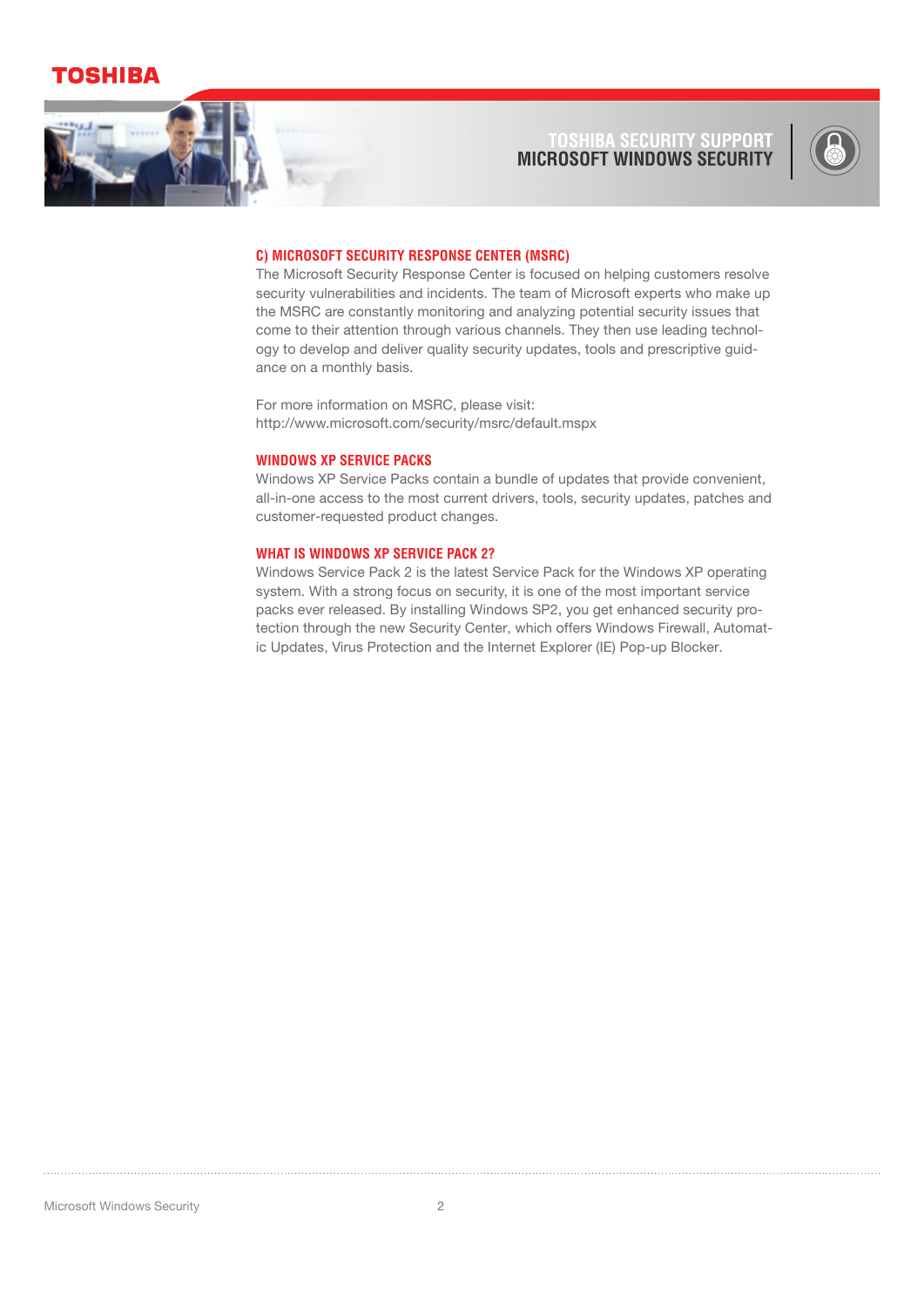## C) MICROSOFT SECURITY RESPONSE CENTER (MSRC)

The Microsoft Security Response Center is focused on helping customers resolve security vulnerabilities and incidents. The team of Microsoft experts who make up the MSRC are constantly monitoring and analyzing potential security issues that come to their attention through various channels. They then use leading technology to develop and deliver quality security updates, tools and prescriptive guidance on a monthly basis.

For more information on MSRC, please visit:
http://www.microsoft.com/security/msrc/default.mspx

## WINDOWS XP SERVICE PACKS

Windows XP Service Packs contain a bundle of updates that provide convenient, all-in-one access to the most current drivers, tools, security updates, patches and customer-requested product changes.

## WHAT IS WINDOWS XP SERVICE PACK 2?

Windows Service Pack 2 is the latest Service Pack for the Windows XP operating system. With a strong focus on security, it is one of the most important service packs ever released. By installing Windows SP2, you get enhanced security protection through the new Security Center, which offers Windows Firewall, Automatic Updates, Virus Protection and the Internet Explorer (IE) Pop-up Blocker.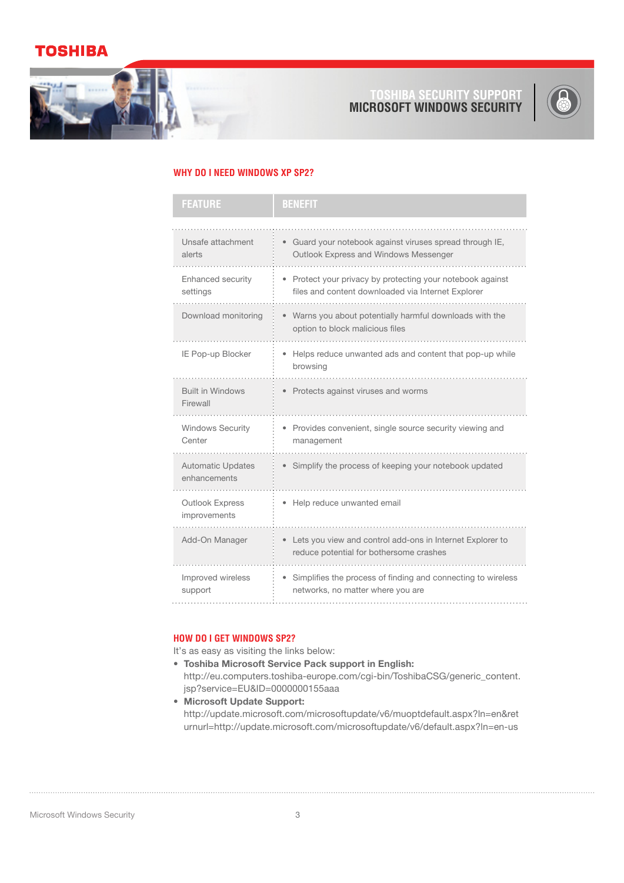## WHY DO I NEED WINDOWS XP SP2?

| FEATURE | BENEFIT |
| --- | --- |
| Unsafe attachment alerts | • Guard your notebook against viruses spread through IE, Outlook Express and Windows Messenger |
| Enhanced security settings | • Protect your privacy by protecting your notebook against files and content downloaded via Internet Explorer |
| Download monitoring | • Warns you about potentially harmful downloads with the option to block malicious files |
| IE Pop-up Blocker | • Helps reduce unwanted ads and content that pop-up while browsing |
| Built in Windows Firewall | • Protects against viruses and worms |
| Windows Security Center | • Provides convenient, single source security viewing and management |
| Automatic Updates enhancements | • Simplify the process of keeping your notebook updated |
| Outlook Express improvements | • Help reduce unwanted email |
| Add-On Manager | • Lets you view and control add-ons in Internet Explorer to reduce potential for bothersome crashes |
| Improved wireless support | • Simplifies the process of finding and connecting to wireless networks, no matter where you are |

## HOW DO I GET WINDOWS SP2?

It's as easy as visiting the links below:

- **Toshiba Microsoft Service Pack support in English:** http://eu.computers.toshiba-europe.com/cgi-bin/ToshibaCSG/generic_content.jsp?service=EU&ID=0000000155aaa
- **Microsoft Update Support:** http://update.microsoft.com/microsoftupdate/v6/muoptdefault.aspx?ln=en&returnurl=http://update.microsoft.com/microsoftupdate/v6/default.aspx?ln=en-us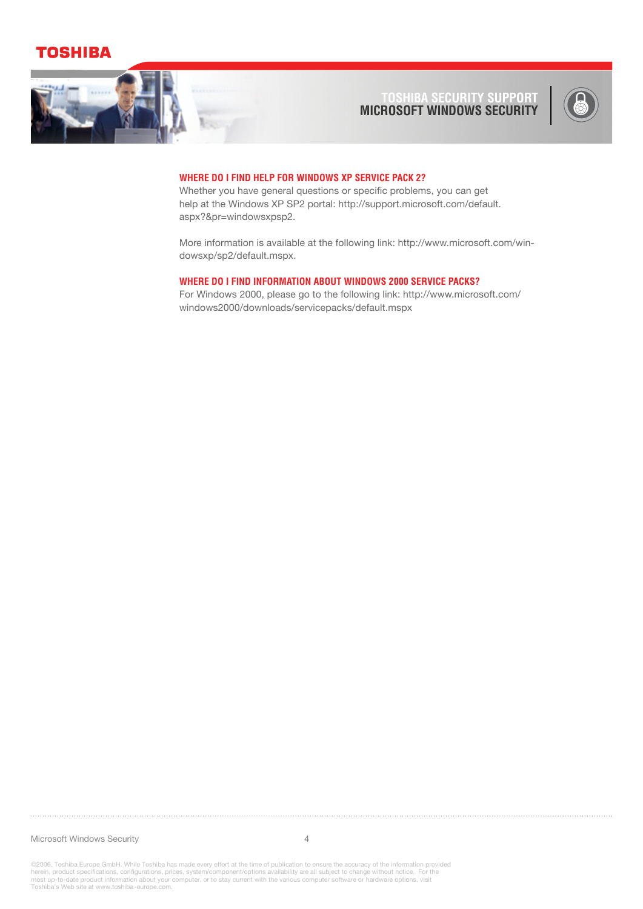## WHERE DO I FIND HELP FOR WINDOWS XP SERVICE PACK 2?

Whether you have general questions or specific problems, you can get help at the Windows XP SP2 portal: http://support.microsoft.com/default.aspx?&pr=windowsxpsp2.

More information is available at the following link: http://www.microsoft.com/windowsxp/sp2/default.mspx.

## WHERE DO I FIND INFORMATION ABOUT WINDOWS 2000 SERVICE PACKS?

For Windows 2000, please go to the following link: http://www.microsoft.com/windows2000/downloads/servicepacks/default.mspx

©2006. Toshiba Europe GmbH. While Toshiba has made every effort at the time of publication to ensure the accuracy of the information provided herein, product specifications, configurations, prices, system/component/options availability are all subject to change without notice. For the most up-to-date product information about your computer, or to stay current with the various computer software or hardware options, visit Toshiba's Web site at www.toshiba-europe.com.